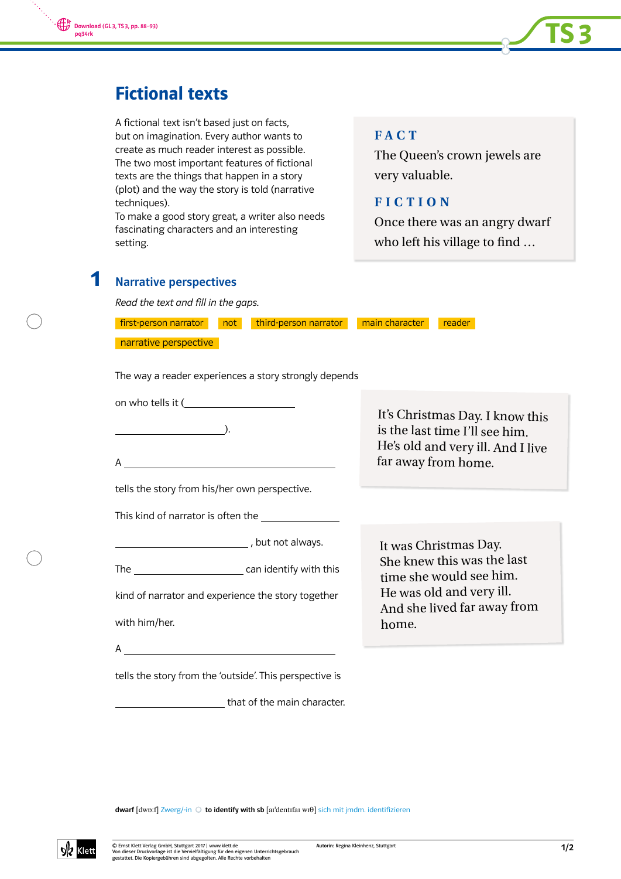# Fictional texts

A fictional text isn't based just on facts, but on imagination. Every author wants to create as much reader interest as possible. The two most important features of fictional texts are the things that happen in a story (plot) and the way the story is told (narrative techniques).
To make a good story great, a writer also needs fascinating characters and an interesting setting.

**FACT**
The Queen's crown jewels are very valuable.

**FICTION**
Once there was an angry dwarf who left his village to find …

## 1 Narrative perspectives

*Read the text and fill in the gaps.*

first-person narrator | not | third-person narrator | main character | reader | narrative perspective

The way a reader experiences a story strongly depends on who tells it (______________________ ______________________).

A ______________________ tells the story from his/her own perspective. This kind of narrator is often the ______________ ______________________, but not always. The ______________________ can identify with this kind of narrator and experience the story together with him/her.

A ______________________ tells the story from the 'outside'. This perspective is ______________________ that of the main character.

> It's Christmas Day. I know this is the last time I'll see him. He's old and very ill. And I live far away from home.

> It was Christmas Day. She knew this was the last time she would see him. He was old and very ill. And she lived far away from home.

**dwarf** [dwɔːf] Zwerg/-in ○ **to identify with sb** [aɪˈdentɪfaɪ wɪθ] sich mit jmdm. identifizieren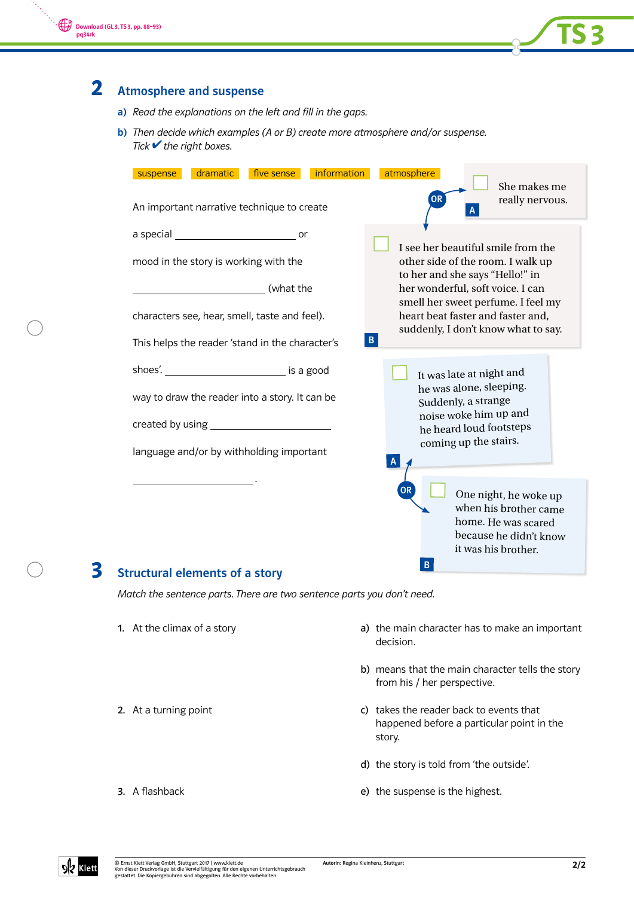## 2 Atmosphere and suspense

**a)** *Read the explanations on the left and fill in the gaps.*

**b)** *Then decide which examples (A or B) create more atmosphere and/or suspense. Tick ✔ the right boxes.*

suspense | dramatic | five sense | information | atmosphere

An important narrative technique to create a special ____________________ or mood in the story is working with the ____________________ (what the characters see, hear, smell, taste and feel). This helps the reader 'stand in the character's shoes'. ____________________ is a good way to draw the reader into a story. It can be created by using ____________________ language and/or by withholding important ____________________.

**A** ☐ She makes me really nervous.

OR

**B** ☐ I see her beautiful smile from the other side of the room. I walk up to her and she says "Hello!" in her wonderful, soft voice. I can smell her sweet perfume. I feel my heart beat faster and faster and, suddenly, I don't know what to say.

**A** ☐ It was late at night and he was alone, sleeping. Suddenly, a strange noise woke him up and he heard loud footsteps coming up the stairs.

OR

**B** ☐ One night, he woke up when his brother came home. He was scared because he didn't know it was his brother.

## 3 Structural elements of a story

*Match the sentence parts. There are two sentence parts you don't need.*

1. At the climax of a story
2. At a turning point
3. A flashback

a) the main character has to make an important decision.

b) means that the main character tells the story from his / her perspective.

c) takes the reader back to events that happened before a particular point in the story.

d) the story is told from 'the outside'.

e) the suspense is the highest.